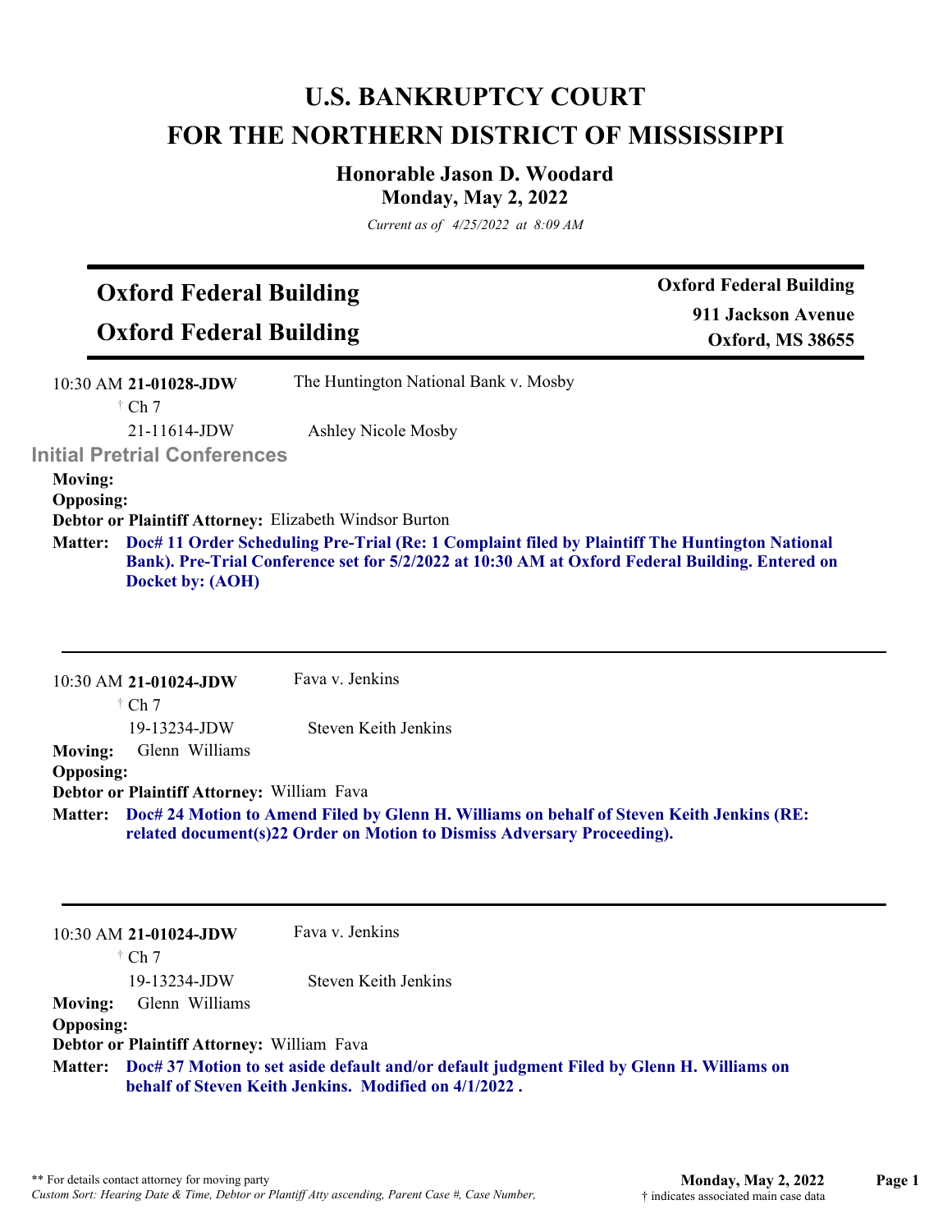# U.S. BANKRUPTCY COURT
# FOR THE NORTHERN DISTRICT OF MISSISSIPPI

### Honorable Jason D. Woodard
### Monday, May 2, 2022

*Current as of 4/25/2022 at 8:09 AM*

## Oxford Federal Building
## Oxford Federal Building

**Oxford Federal Building**
**911 Jackson Avenue**
**Oxford, MS 38655**

---

10:30 AM **21-01028-JDW** The Huntington National Bank v. Mosby
† Ch 7
21-11614-JDW Ashley Nicole Mosby

**Initial Pretrial Conferences**

**Moving:**
**Opposing:**
**Debtor or Plaintiff Attorney:** Elizabeth Windsor Burton
**Matter:** **Doc# 11 Order Scheduling Pre-Trial (Re: 1 Complaint filed by Plaintiff The Huntington National Bank). Pre-Trial Conference set for 5/2/2022 at 10:30 AM at Oxford Federal Building. Entered on Docket by: (AOH)**

---

10:30 AM **21-01024-JDW** Fava v. Jenkins
† Ch 7
19-13234-JDW Steven Keith Jenkins

**Moving:** Glenn Williams
**Opposing:**
**Debtor or Plaintiff Attorney:** William Fava
**Matter:** **Doc# 24 Motion to Amend Filed by Glenn H. Williams on behalf of Steven Keith Jenkins (RE: related document(s)22 Order on Motion to Dismiss Adversary Proceeding).**

---

10:30 AM **21-01024-JDW** Fava v. Jenkins
† Ch 7
19-13234-JDW Steven Keith Jenkins

**Moving:** Glenn Williams
**Opposing:**
**Debtor or Plaintiff Attorney:** William Fava
**Matter:** **Doc# 37 Motion to set aside default and/or default judgment Filed by Glenn H. Williams on behalf of Steven Keith Jenkins. Modified on 4/1/2022 .**

---

** For details contact attorney for moving party
*Custom Sort: Hearing Date & Time, Debtor or Plantiff Atty ascending, Parent Case #, Case Number,*

† indicates associated main case data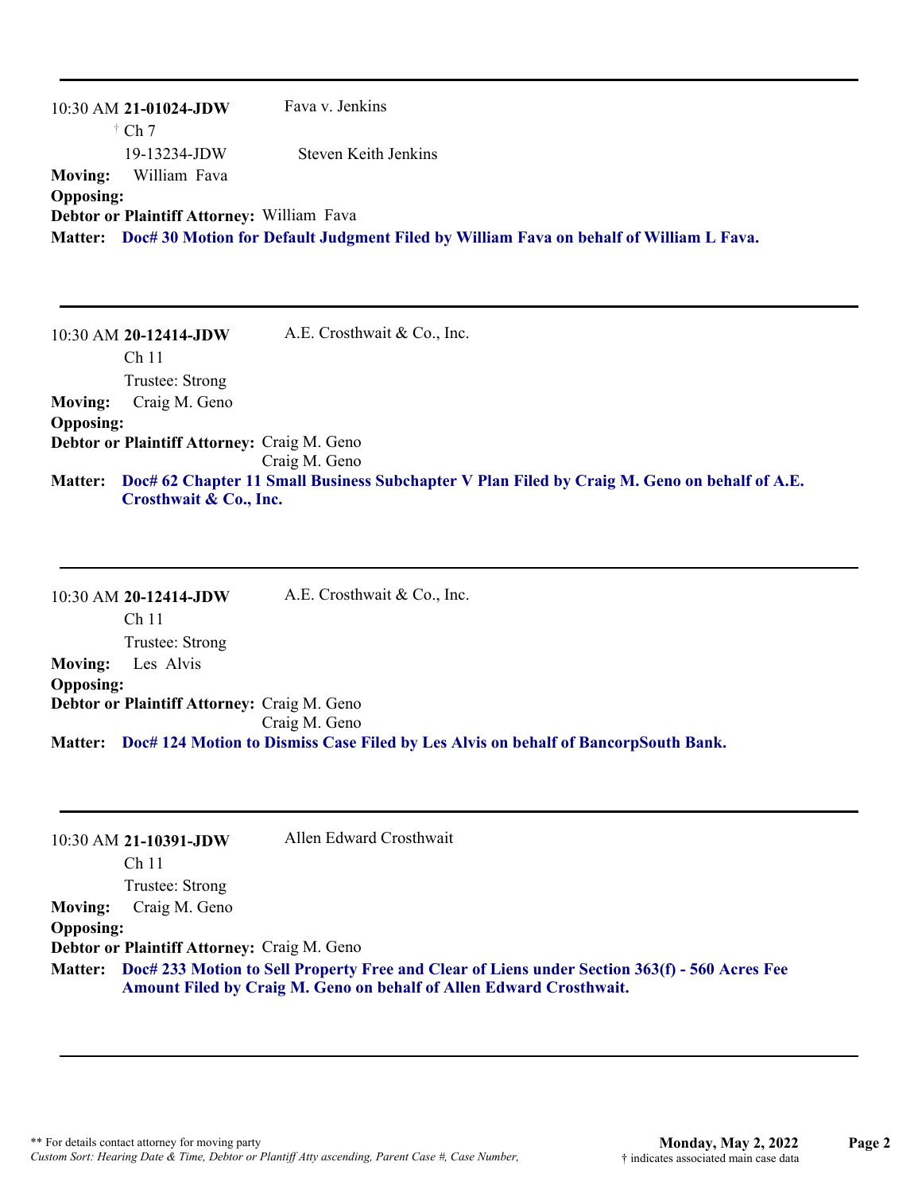---

10:30 AM **21-01024-JDW** Fava v. Jenkins

† Ch 7

19-13234-JDW Steven Keith Jenkins

**Moving:** William Fava

**Opposing:**

**Debtor or Plaintiff Attorney:** William Fava

**Matter: Doc# 30 Motion for Default Judgment Filed by William Fava on behalf of William L Fava.**

---

10:30 AM **20-12414-JDW** A.E. Crosthwait & Co., Inc.

Ch 11

Trustee: Strong

**Moving:** Craig M. Geno

**Opposing:**

**Debtor or Plaintiff Attorney:** Craig M. Geno
Craig M. Geno

**Matter: Doc# 62 Chapter 11 Small Business Subchapter V Plan Filed by Craig M. Geno on behalf of A.E. Crosthwait & Co., Inc.**

---

10:30 AM **20-12414-JDW** A.E. Crosthwait & Co., Inc.

Ch 11

Trustee: Strong

**Moving:** Les Alvis

**Opposing:**

**Debtor or Plaintiff Attorney:** Craig M. Geno
Craig M. Geno

**Matter: Doc# 124 Motion to Dismiss Case Filed by Les Alvis on behalf of BancorpSouth Bank.**

---

10:30 AM **21-10391-JDW** Allen Edward Crosthwait

Ch 11

Trustee: Strong

**Moving:** Craig M. Geno

**Opposing:**

**Debtor or Plaintiff Attorney:** Craig M. Geno

**Matter: Doc# 233 Motion to Sell Property Free and Clear of Liens under Section 363(f) - 560 Acres Fee Amount Filed by Craig M. Geno on behalf of Allen Edward Crosthwait.**

---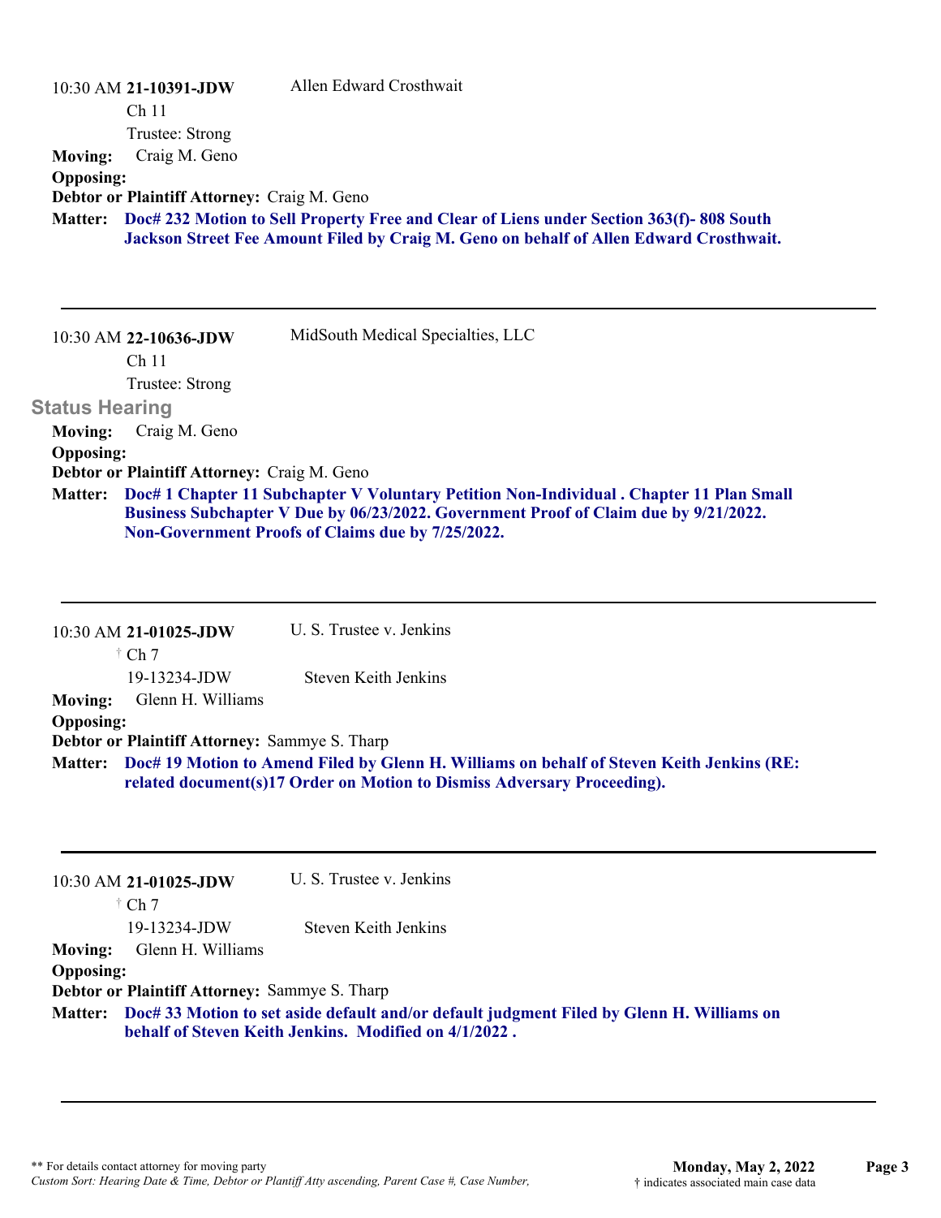10:30 AM **21-10391-JDW** Allen Edward Crosthwait
Ch 11
Trustee: Strong

**Moving:** Craig M. Geno
**Opposing:**
**Debtor or Plaintiff Attorney:** Craig M. Geno
**Matter:** **Doc# 232 Motion to Sell Property Free and Clear of Liens under Section 363(f)- 808 South Jackson Street Fee Amount Filed by Craig M. Geno on behalf of Allen Edward Crosthwait.**

---

10:30 AM **22-10636-JDW** MidSouth Medical Specialties, LLC
Ch 11
Trustee: Strong

**Status Hearing**

**Moving:** Craig M. Geno
**Opposing:**
**Debtor or Plaintiff Attorney:** Craig M. Geno
**Matter:** **Doc# 1 Chapter 11 Subchapter V Voluntary Petition Non-Individual . Chapter 11 Plan Small Business Subchapter V Due by 06/23/2022. Government Proof of Claim due by 9/21/2022. Non-Government Proofs of Claims due by 7/25/2022.**

---

10:30 AM **21-01025-JDW** U. S. Trustee v. Jenkins
† Ch 7
19-13234-JDW Steven Keith Jenkins

**Moving:** Glenn H. Williams
**Opposing:**
**Debtor or Plaintiff Attorney:** Sammye S. Tharp
**Matter:** **Doc# 19 Motion to Amend Filed by Glenn H. Williams on behalf of Steven Keith Jenkins (RE: related document(s)17 Order on Motion to Dismiss Adversary Proceeding).**

---

10:30 AM **21-01025-JDW** U. S. Trustee v. Jenkins
† Ch 7
19-13234-JDW Steven Keith Jenkins

**Moving:** Glenn H. Williams
**Opposing:**
**Debtor or Plaintiff Attorney:** Sammye S. Tharp
**Matter:** **Doc# 33 Motion to set aside default and/or default judgment Filed by Glenn H. Williams on behalf of Steven Keith Jenkins. Modified on 4/1/2022 .**

---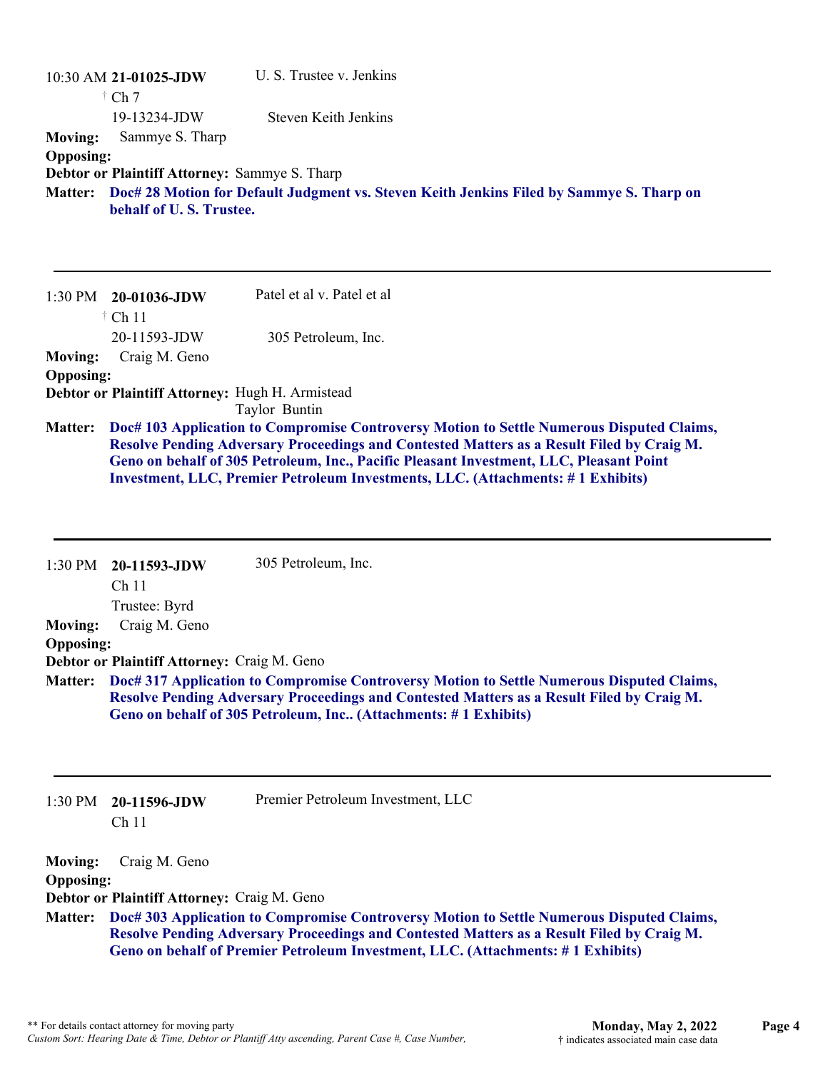10:30 AM **21-01025-JDW** U. S. Trustee v. Jenkins
† Ch 7
19-13234-JDW Steven Keith Jenkins

**Moving:** Sammye S. Tharp
**Opposing:**
**Debtor or Plaintiff Attorney:** Sammye S. Tharp
**Matter:** **Doc# 28 Motion for Default Judgment vs. Steven Keith Jenkins Filed by Sammye S. Tharp on behalf of U. S. Trustee.**

---

1:30 PM **20-01036-JDW** Patel et al v. Patel et al
† Ch 11
20-11593-JDW 305 Petroleum, Inc.

**Moving:** Craig M. Geno
**Opposing:**
**Debtor or Plaintiff Attorney:** Hugh H. Armistead
Taylor Buntin
**Matter:** **Doc# 103 Application to Compromise Controversy Motion to Settle Numerous Disputed Claims, Resolve Pending Adversary Proceedings and Contested Matters as a Result Filed by Craig M. Geno on behalf of 305 Petroleum, Inc., Pacific Pleasant Investment, LLC, Pleasant Point Investment, LLC, Premier Petroleum Investments, LLC. (Attachments: # 1 Exhibits)**

---

1:30 PM **20-11593-JDW** 305 Petroleum, Inc.
Ch 11
Trustee: Byrd

**Moving:** Craig M. Geno
**Opposing:**
**Debtor or Plaintiff Attorney:** Craig M. Geno
**Matter:** **Doc# 317 Application to Compromise Controversy Motion to Settle Numerous Disputed Claims, Resolve Pending Adversary Proceedings and Contested Matters as a Result Filed by Craig M. Geno on behalf of 305 Petroleum, Inc.. (Attachments: # 1 Exhibits)**

---

1:30 PM **20-11596-JDW** Premier Petroleum Investment, LLC
Ch 11

**Moving:** Craig M. Geno
**Opposing:**
**Debtor or Plaintiff Attorney:** Craig M. Geno
**Matter:** **Doc# 303 Application to Compromise Controversy Motion to Settle Numerous Disputed Claims, Resolve Pending Adversary Proceedings and Contested Matters as a Result Filed by Craig M. Geno on behalf of Premier Petroleum Investment, LLC. (Attachments: # 1 Exhibits)**

** For details contact attorney for moving party
*Custom Sort: Hearing Date & Time, Debtor or Plantiff Atty ascending, Parent Case #, Case Number,*

**Monday, May 2, 2022**
† indicates associated main case data